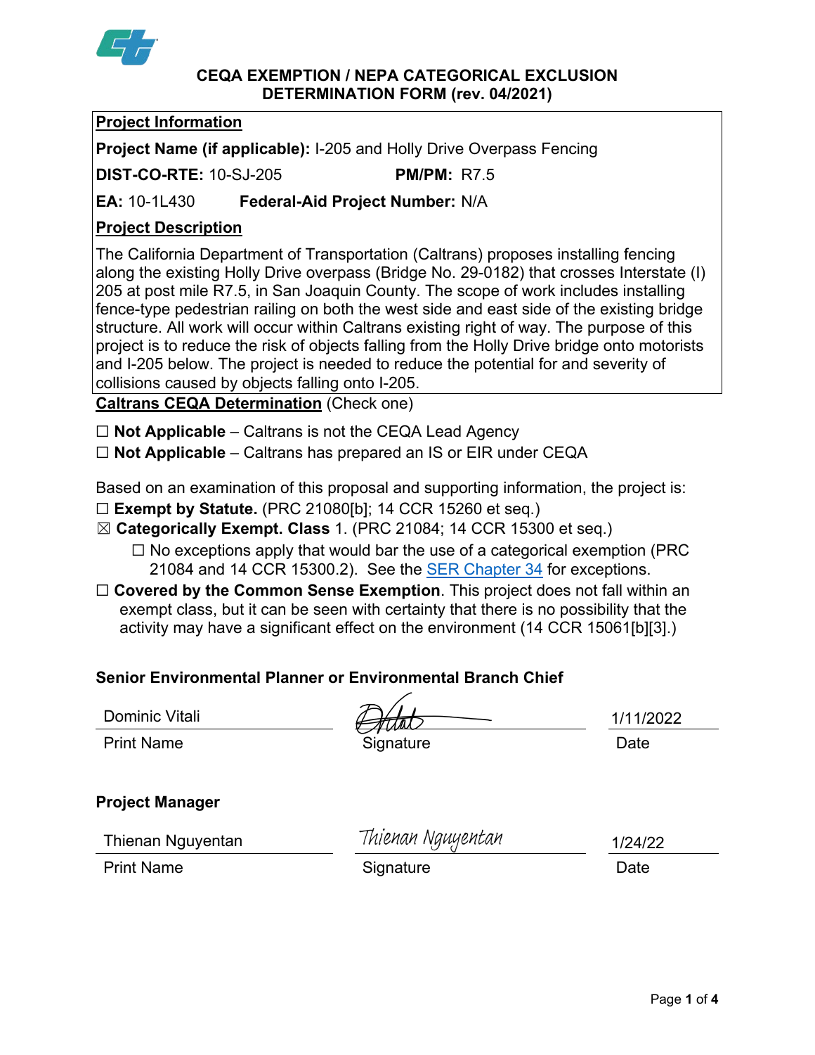# CEQA EXEMPTION / NEPA CATEGORICAL EXCLUSION DETERMINATION FORM (rev. 04/2021)

## Project Information

**Project Name (if applicable):** I-205 and Holly Drive Overpass Fencing

**DIST-CO-RTE:** 10-SJ-205 **PM/PM:** R7.5

**EA:** 10-1L430 **Federal-Aid Project Number:** N/A

## Project Description

The California Department of Transportation (Caltrans) proposes installing fencing along the existing Holly Drive overpass (Bridge No. 29-0182) that crosses Interstate (I) 205 at post mile R7.5, in San Joaquin County. The scope of work includes installing fence-type pedestrian railing on both the west side and east side of the existing bridge structure. All work will occur within Caltrans existing right of way. The purpose of this project is to reduce the risk of objects falling from the Holly Drive bridge onto motorists and I-205 below. The project is needed to reduce the potential for and severity of collisions caused by objects falling onto I-205.

## Caltrans CEQA Determination (Check one)

☐ **Not Applicable** – Caltrans is not the CEQA Lead Agency

☐ **Not Applicable** – Caltrans has prepared an IS or EIR under CEQA

Based on an examination of this proposal and supporting information, the project is:

☐ **Exempt by Statute.** (PRC 21080[b]; 14 CCR 15260 et seq.)

☒ **Categorically Exempt. Class** 1. (PRC 21084; 14 CCR 15300 et seq.)

- ☐ No exceptions apply that would bar the use of a categorical exemption (PRC 21084 and 14 CCR 15300.2). See the SER Chapter 34 for exceptions.

☐ **Covered by the Common Sense Exemption**. This project does not fall within an exempt class, but it can be seen with certainty that there is no possibility that the activity may have a significant effect on the environment (14 CCR 15061[b][3].)

**Senior Environmental Planner or Environmental Branch Chief**

| Dominic Vitali | (signature) | 1/11/2022 |
|---|---|---|
| Print Name | Signature | Date |

**Project Manager**

| Thienan Nguyentan | Thienan Nguyentan | 1/24/22 |
|---|---|---|
| Print Name | Signature | Date |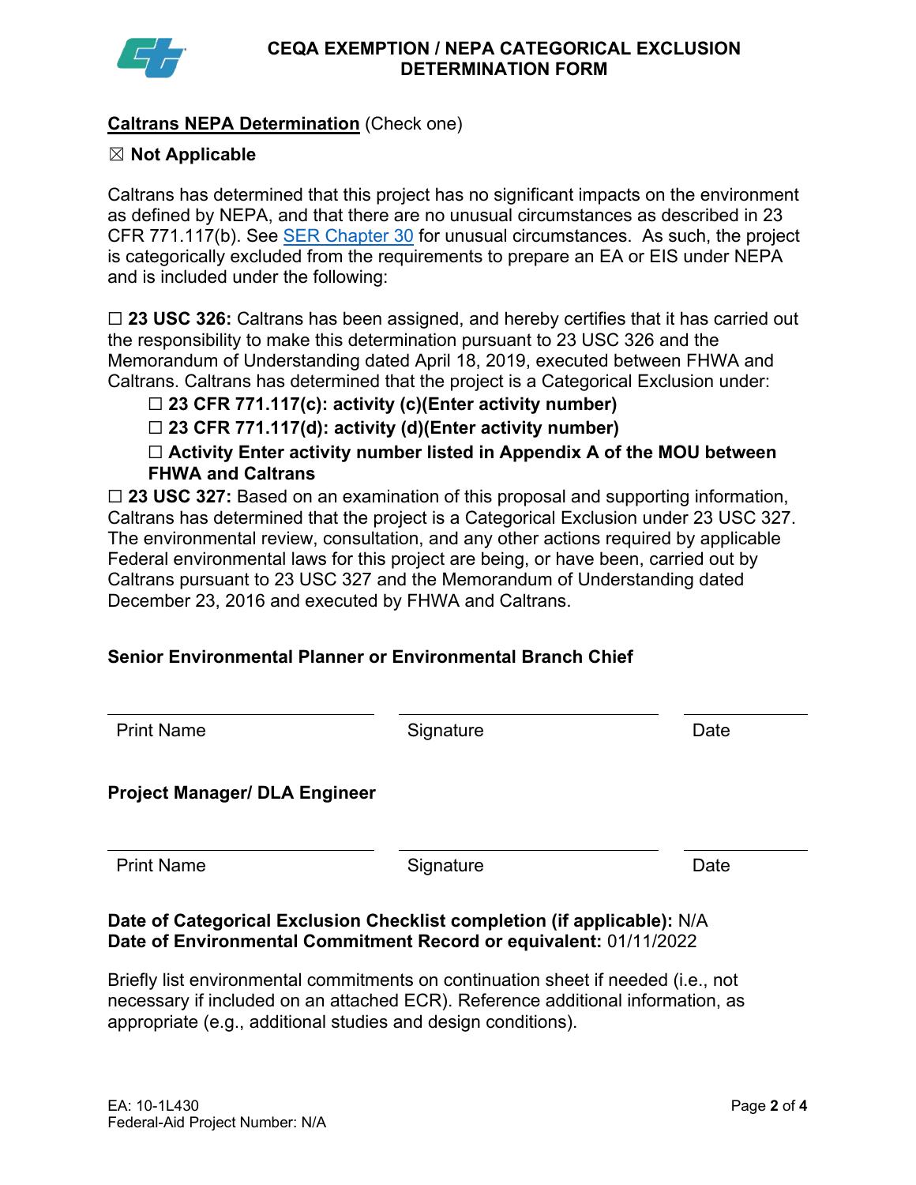## CEQA EXEMPTION / NEPA CATEGORICAL EXCLUSION DETERMINATION FORM

**Caltrans NEPA Determination** (Check one)

☒ **Not Applicable**

Caltrans has determined that this project has no significant impacts on the environment as defined by NEPA, and that there are no unusual circumstances as described in 23 CFR 771.117(b). See SER Chapter 30 for unusual circumstances. As such, the project is categorically excluded from the requirements to prepare an EA or EIS under NEPA and is included under the following:

☐ **23 USC 326:** Caltrans has been assigned, and hereby certifies that it has carried out the responsibility to make this determination pursuant to 23 USC 326 and the Memorandum of Understanding dated April 18, 2019, executed between FHWA and Caltrans. Caltrans has determined that the project is a Categorical Exclusion under:

- ☐ **23 CFR 771.117(c): activity (c)(Enter activity number)**
- ☐ **23 CFR 771.117(d): activity (d)(Enter activity number)**
- ☐ **Activity Enter activity number listed in Appendix A of the MOU between FHWA and Caltrans**

☐ **23 USC 327:** Based on an examination of this proposal and supporting information, Caltrans has determined that the project is a Categorical Exclusion under 23 USC 327. The environmental review, consultation, and any other actions required by applicable Federal environmental laws for this project are being, or have been, carried out by Caltrans pursuant to 23 USC 327 and the Memorandum of Understanding dated December 23, 2016 and executed by FHWA and Caltrans.

**Senior Environmental Planner or Environmental Branch Chief**

| Print Name | Signature | Date |
|---|---|---|

**Project Manager/ DLA Engineer**

| Print Name | Signature | Date |
|---|---|---|

**Date of Categorical Exclusion Checklist completion (if applicable):** N/A
**Date of Environmental Commitment Record or equivalent:** 01/11/2022

Briefly list environmental commitments on continuation sheet if needed (i.e., not necessary if included on an attached ECR). Reference additional information, as appropriate (e.g., additional studies and design conditions).

EA: 10-1L430
Federal-Aid Project Number: N/A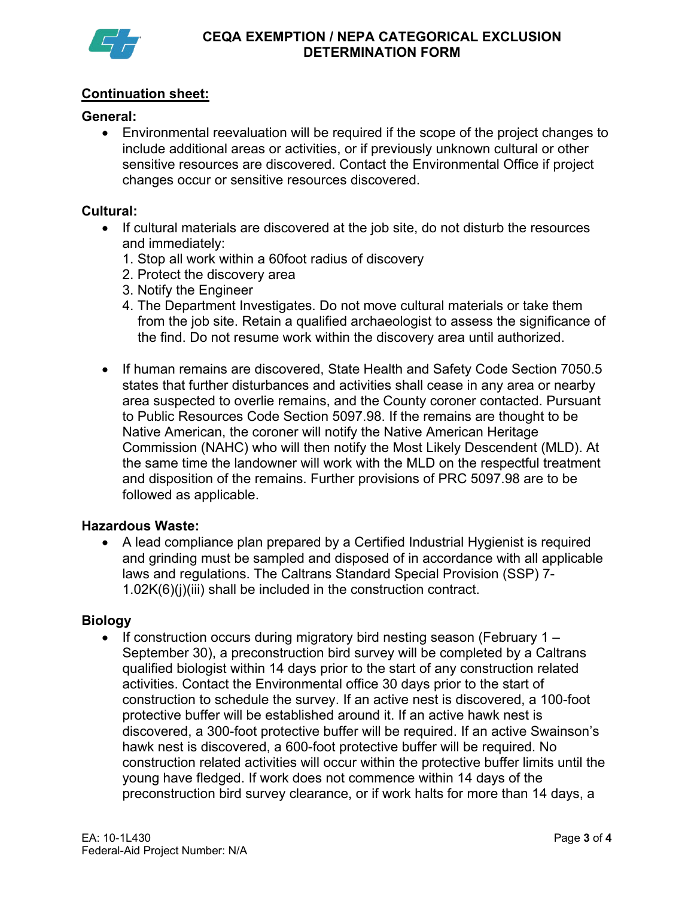## Continuation sheet:

### General:

- Environmental reevaluation will be required if the scope of the project changes to include additional areas or activities, or if previously unknown cultural or other sensitive resources are discovered. Contact the Environmental Office if project changes occur or sensitive resources discovered.

### Cultural:

- If cultural materials are discovered at the job site, do not disturb the resources and immediately:
  1. Stop all work within a 60foot radius of discovery
  2. Protect the discovery area
  3. Notify the Engineer
  4. The Department Investigates. Do not move cultural materials or take them from the job site. Retain a qualified archaeologist to assess the significance of the find. Do not resume work within the discovery area until authorized.

- If human remains are discovered, State Health and Safety Code Section 7050.5 states that further disturbances and activities shall cease in any area or nearby area suspected to overlie remains, and the County coroner contacted. Pursuant to Public Resources Code Section 5097.98. If the remains are thought to be Native American, the coroner will notify the Native American Heritage Commission (NAHC) who will then notify the Most Likely Descendent (MLD). At the same time the landowner will work with the MLD on the respectful treatment and disposition of the remains. Further provisions of PRC 5097.98 are to be followed as applicable.

### Hazardous Waste:

- A lead compliance plan prepared by a Certified Industrial Hygienist is required and grinding must be sampled and disposed of in accordance with all applicable laws and regulations. The Caltrans Standard Special Provision (SSP) 7-1.02K(6)(j)(iii) shall be included in the construction contract.

### Biology

- If construction occurs during migratory bird nesting season (February 1 – September 30), a preconstruction bird survey will be completed by a Caltrans qualified biologist within 14 days prior to the start of any construction related activities. Contact the Environmental office 30 days prior to the start of construction to schedule the survey. If an active nest is discovered, a 100-foot protective buffer will be established around it. If an active hawk nest is discovered, a 300-foot protective buffer will be required. If an active Swainson's hawk nest is discovered, a 600-foot protective buffer will be required. No construction related activities will occur within the protective buffer limits until the young have fledged. If work does not commence within 14 days of the preconstruction bird survey clearance, or if work halts for more than 14 days, a

EA: 10-1L430
Federal-Aid Project Number: N/A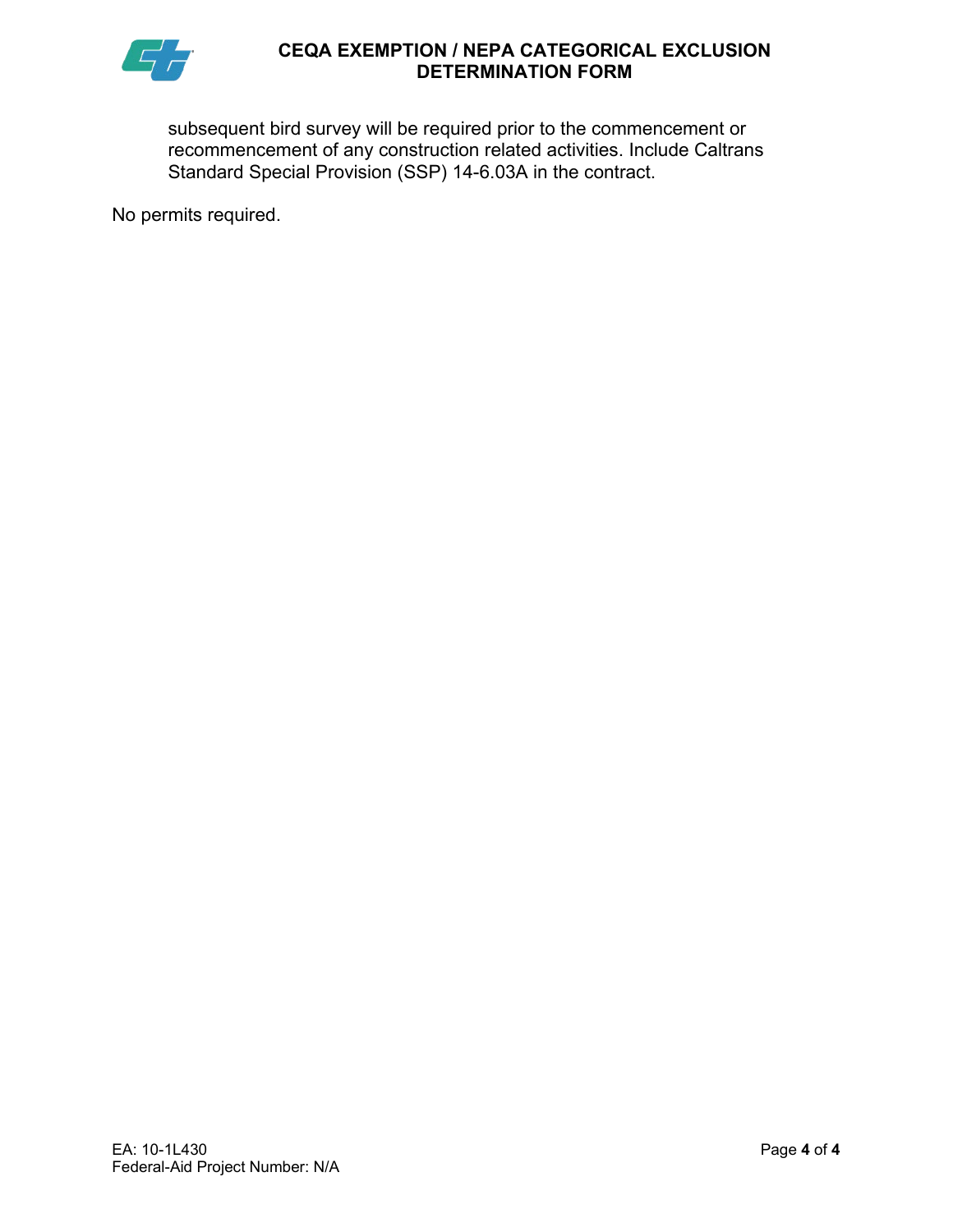subsequent bird survey will be required prior to the commencement or recommencement of any construction related activities. Include Caltrans Standard Special Provision (SSP) 14-6.03A in the contract.

No permits required.